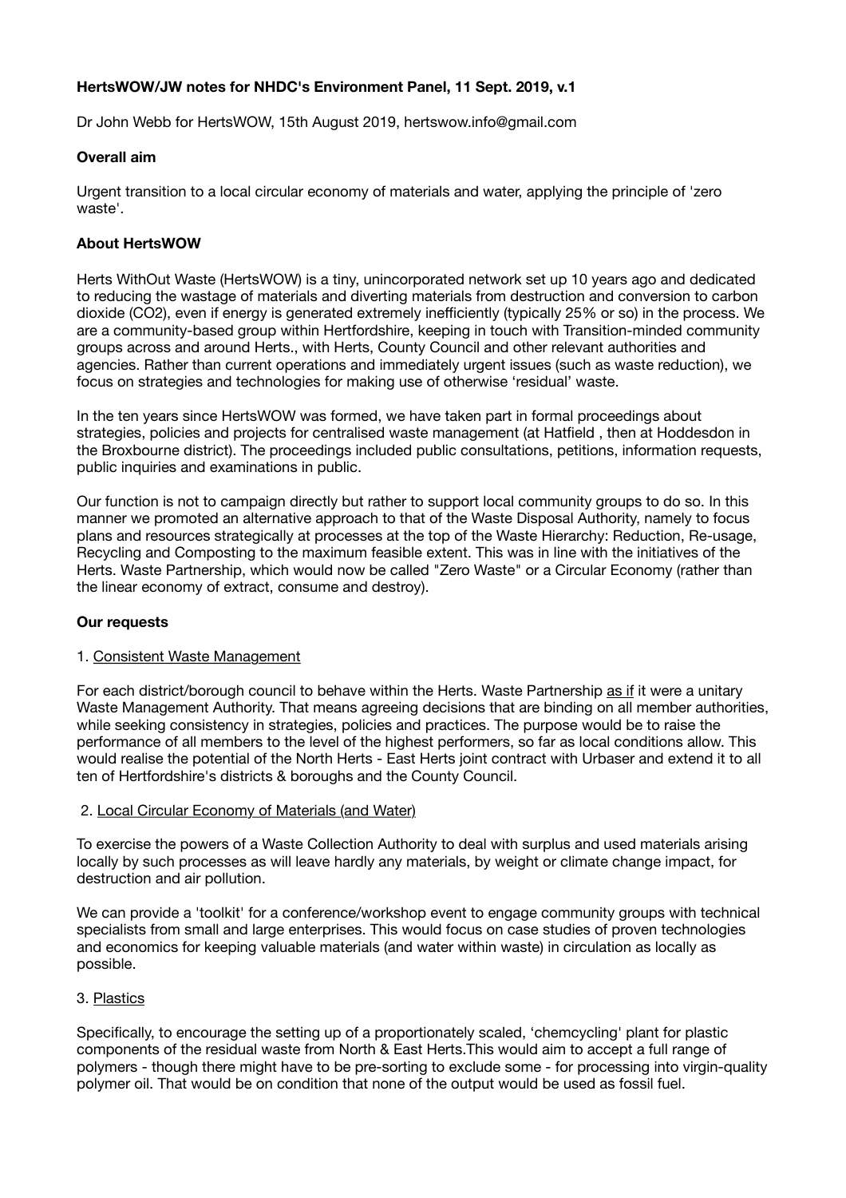**HertsWOW/JW notes for NHDC's Environment Panel, 11 Sept. 2019, v.1**

Dr John Webb for HertsWOW, 15th August 2019, hertswow.info@gmail.com

**Overall aim**

Urgent transition to a local circular economy of materials and water, applying the principle of 'zero waste'.

**About HertsWOW**

Herts WithOut Waste (HertsWOW) is a tiny, unincorporated network set up 10 years ago and dedicated to reducing the wastage of materials and diverting materials from destruction and conversion to carbon dioxide ($CO_2$), even if energy is generated extremely inefficiently (typically 25% or so) in the process. We are a community-based group within Hertfordshire, keeping in touch with Transition-minded community groups across and around Herts., with Herts, County Council and other relevant authorities and agencies. Rather than current operations and immediately urgent issues (such as waste reduction), we focus on strategies and technologies for making use of otherwise 'residual' waste.

In the ten years since HertsWOW was formed, we have taken part in formal proceedings about strategies, policies and projects for centralised waste management (at Hatfield , then at Hoddesdon in the Broxbourne district). The proceedings included public consultations, petitions, information requests, public inquiries and examinations in public.

Our function is not to campaign directly but rather to support local community groups to do so. In this manner we promoted an alternative approach to that of the Waste Disposal Authority, namely to focus plans and resources strategically at processes at the top of the Waste Hierarchy: Reduction, Re-usage, Recycling and Composting to the maximum feasible extent. This was in line with the initiatives of the Herts. Waste Partnership, which would now be called "Zero Waste" or a Circular Economy (rather than the linear economy of extract, consume and destroy).

**Our requests**

1. Consistent Waste Management

For each district/borough council to behave within the Herts. Waste Partnership as if it were a unitary Waste Management Authority. That means agreeing decisions that are binding on all member authorities, while seeking consistency in strategies, policies and practices. The purpose would be to raise the performance of all members to the level of the highest performers, so far as local conditions allow. This would realise the potential of the North Herts - East Herts joint contract with Urbaser and extend it to all ten of Hertfordshire's districts & boroughs and the County Council.

2. Local Circular Economy of Materials (and Water)

To exercise the powers of a Waste Collection Authority to deal with surplus and used materials arising locally by such processes as will leave hardly any materials, by weight or climate change impact, for destruction and air pollution.

We can provide a 'toolkit' for a conference/workshop event to engage community groups with technical specialists from small and large enterprises. This would focus on case studies of proven technologies and economics for keeping valuable materials (and water within waste) in circulation as locally as possible.

3. Plastics

Specifically, to encourage the setting up of a proportionately scaled, 'chemcycling' plant for plastic components of the residual waste from North & East Herts.This would aim to accept a full range of polymers - though there might have to be pre-sorting to exclude some - for processing into virgin-quality polymer oil. That would be on condition that none of the output would be used as fossil fuel.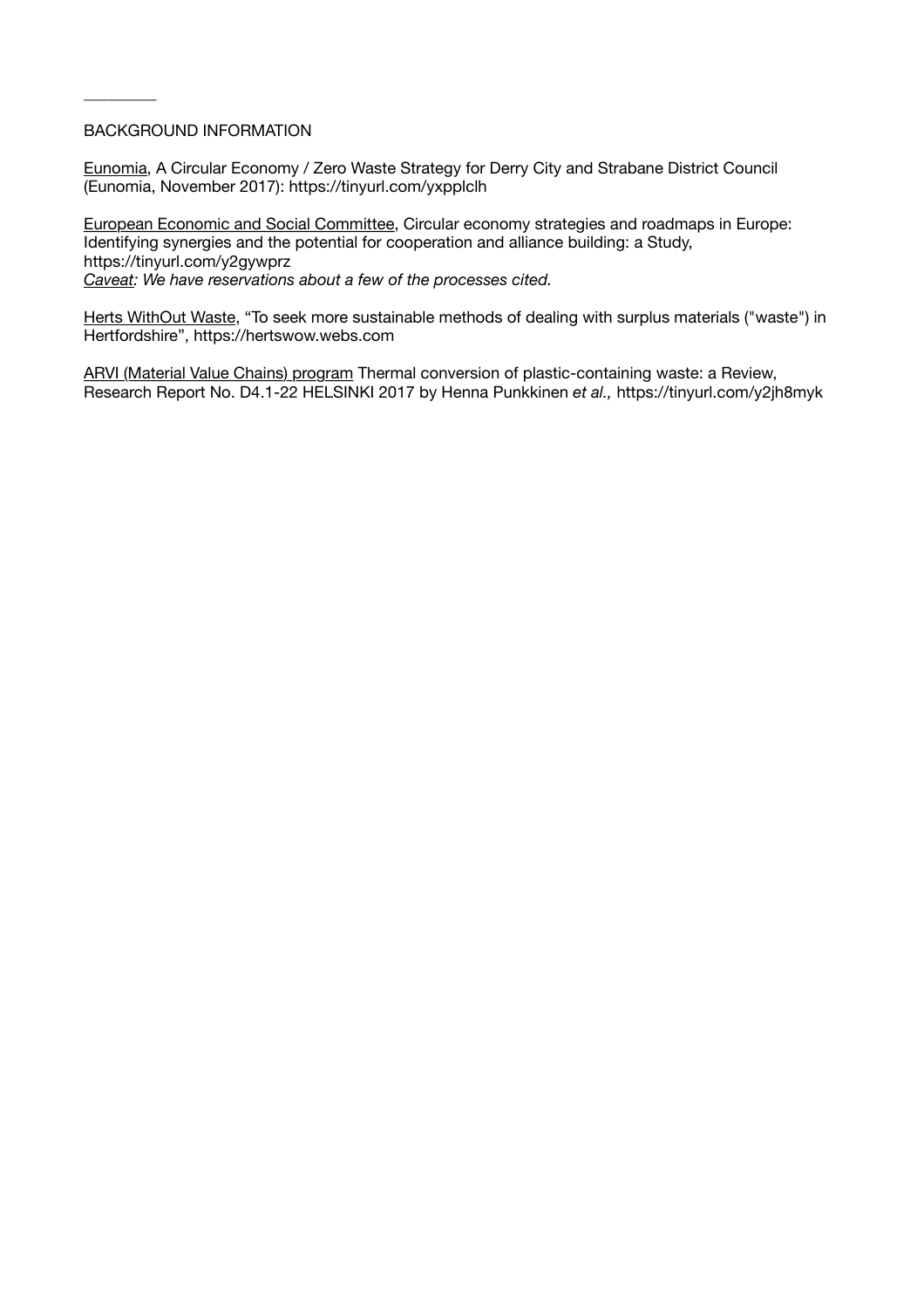---

BACKGROUND INFORMATION

Eunomia, A Circular Economy / Zero Waste Strategy for Derry City and Strabane District Council (Eunomia, November 2017): https://tinyurl.com/yxpplclh

European Economic and Social Committee, Circular economy strategies and roadmaps in Europe: Identifying synergies and the potential for cooperation and alliance building: a Study, https://tinyurl.com/y2gywprz
*Caveat: We have reservations about a few of the processes cited.*

Herts WithOut Waste, "To seek more sustainable methods of dealing with surplus materials ("waste") in Hertfordshire", https://hertswow.webs.com

ARVI (Material Value Chains) program Thermal conversion of plastic-containing waste: a Review, Research Report No. D4.1-22 HELSINKI 2017 by Henna Punkkinen *et al.,* https://tinyurl.com/y2jh8myk